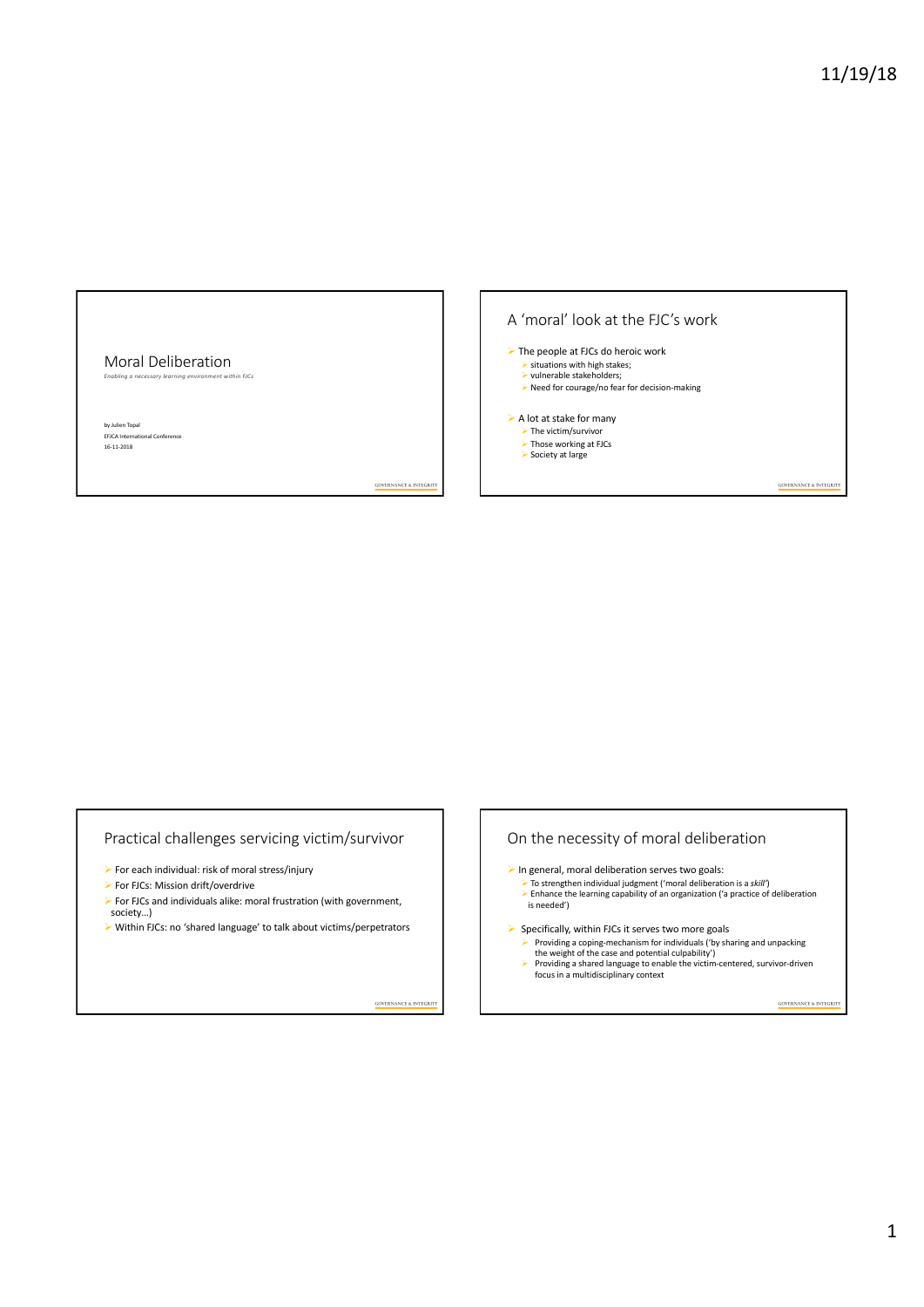# Moral Deliberation

*Enabling a necessary learning environment within FJCs*

by Julien Topal
EFJCA International Conference
16-11-2018

## A 'moral' look at the FJC's work

- The people at FJCs do heroic work
  - situations with high stakes;
  - vulnerable stakeholders;
  - Need for courage/no fear for decision-making
- A lot at stake for many
  - The victim/survivor
  - Those working at FJCs
  - Society at large

## Practical challenges servicing victim/survivor

- For each individual: risk of moral stress/injury
- For FJCs: Mission drift/overdrive
- For FJCs and individuals alike: moral frustration (with government, society…)
- Within FJCs: no 'shared language' to talk about victims/perpetrators

## On the necessity of moral deliberation

- In general, moral deliberation serves two goals:
  - To strengthen individual judgment ('moral deliberation is a *skill*')
  - Enhance the learning capability of an organization ('a practice of deliberation is needed')
- Specifically, within FJCs it serves two more goals
  - Providing a coping-mechanism for individuals ('by sharing and unpacking the weight of the case and potential culpability')
  - Providing a shared language to enable the victim-centered, survivor-driven focus in a multidisciplinary context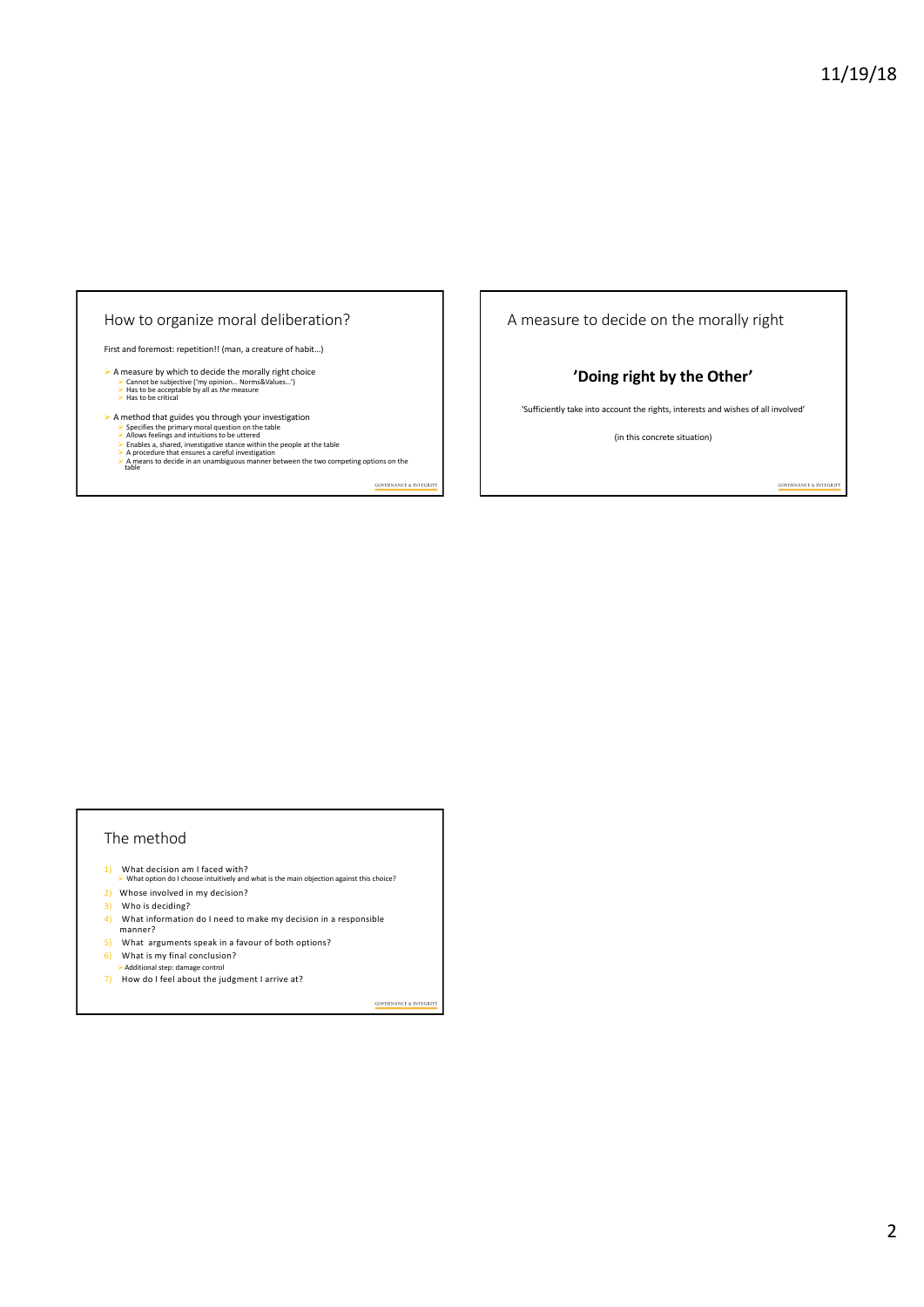## How to organize moral deliberation?

First and foremost: repetition!! (man, a creature of habit…)

- A measure by which to decide the morally right choice
  - Cannot be subjective ('my opinion… Norms&Values…')
  - Has to be acceptable by all as *the* measure
  - Has to be critical
- A method that guides you through your investigation
  - Specifies the primary moral question on the table
  - Allows feelings and intuitions to be uttered
  - Enables a, shared, investigative stance within the people at the table
  - A procedure that ensures a careful investigation
  - A means to decide in an unambiguous manner between the two competing options on the table

## A measure to decide on the morally right

**'Doing right by the Other'**

'Sufficiently take into account the rights, interests and wishes of all involved'

(in this concrete situation)

## The method

1) What decision am I faced with?
   - What option do I choose intuitively and what is the main objection against this choice?
2) Whose involved in my decision?
3) Who is deciding?
4) What information do I need to make my decision in a responsible manner?
5) What arguments speak in a favour of both options?
6) What is my final conclusion?
   - Additional step: damage control
7) How do I feel about the judgment I arrive at?